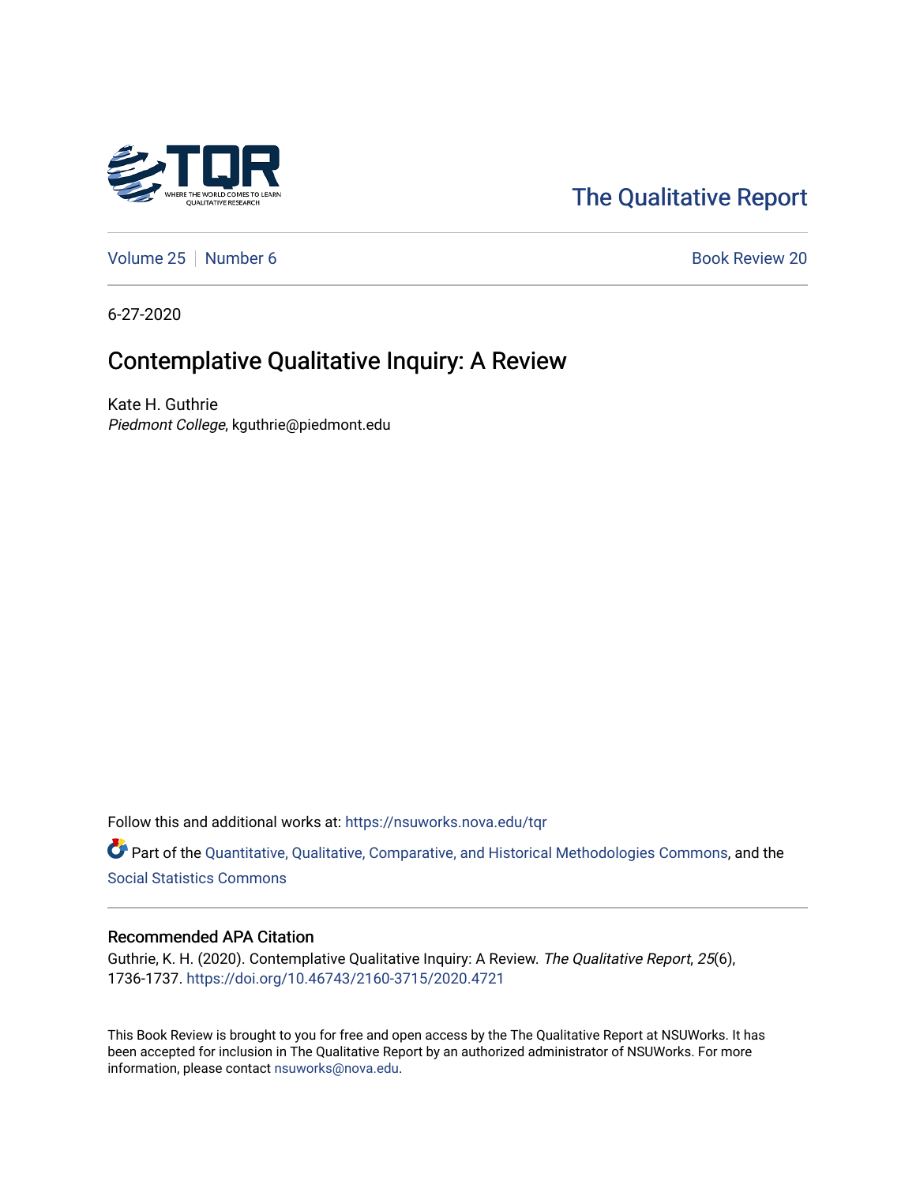The Qualitative Report

Volume 25 | Number 6 | Book Review 20

6-27-2020

# Contemplative Qualitative Inquiry: A Review

Kate H. Guthrie
*Piedmont College*, kguthrie@piedmont.edu

Follow this and additional works at: https://nsuworks.nova.edu/tqr

Part of the Quantitative, Qualitative, Comparative, and Historical Methodologies Commons, and the Social Statistics Commons

## Recommended APA Citation

Guthrie, K. H. (2020). Contemplative Qualitative Inquiry: A Review. *The Qualitative Report*, *25*(6), 1736-1737. https://doi.org/10.46743/2160-3715/2020.4721

This Book Review is brought to you for free and open access by the The Qualitative Report at NSUWorks. It has been accepted for inclusion in The Qualitative Report by an authorized administrator of NSUWorks. For more information, please contact nsuworks@nova.edu.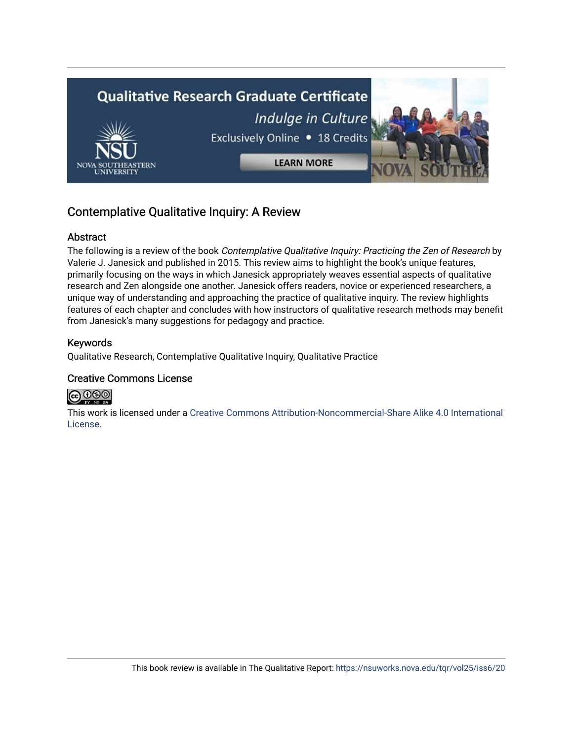# Contemplative Qualitative Inquiry: A Review

## Abstract

The following is a review of the book *Contemplative Qualitative Inquiry: Practicing the Zen of Research* by Valerie J. Janesick and published in 2015. This review aims to highlight the book's unique features, primarily focusing on the ways in which Janesick appropriately weaves essential aspects of qualitative research and Zen alongside one another. Janesick offers readers, novice or experienced researchers, a unique way of understanding and approaching the practice of qualitative inquiry. The review highlights features of each chapter and concludes with how instructors of qualitative research methods may benefit from Janesick's many suggestions for pedagogy and practice.

## Keywords

Qualitative Research, Contemplative Qualitative Inquiry, Qualitative Practice

## Creative Commons License

This work is licensed under a Creative Commons Attribution-Noncommercial-Share Alike 4.0 International License.

This book review is available in The Qualitative Report: https://nsuworks.nova.edu/tqr/vol25/iss6/20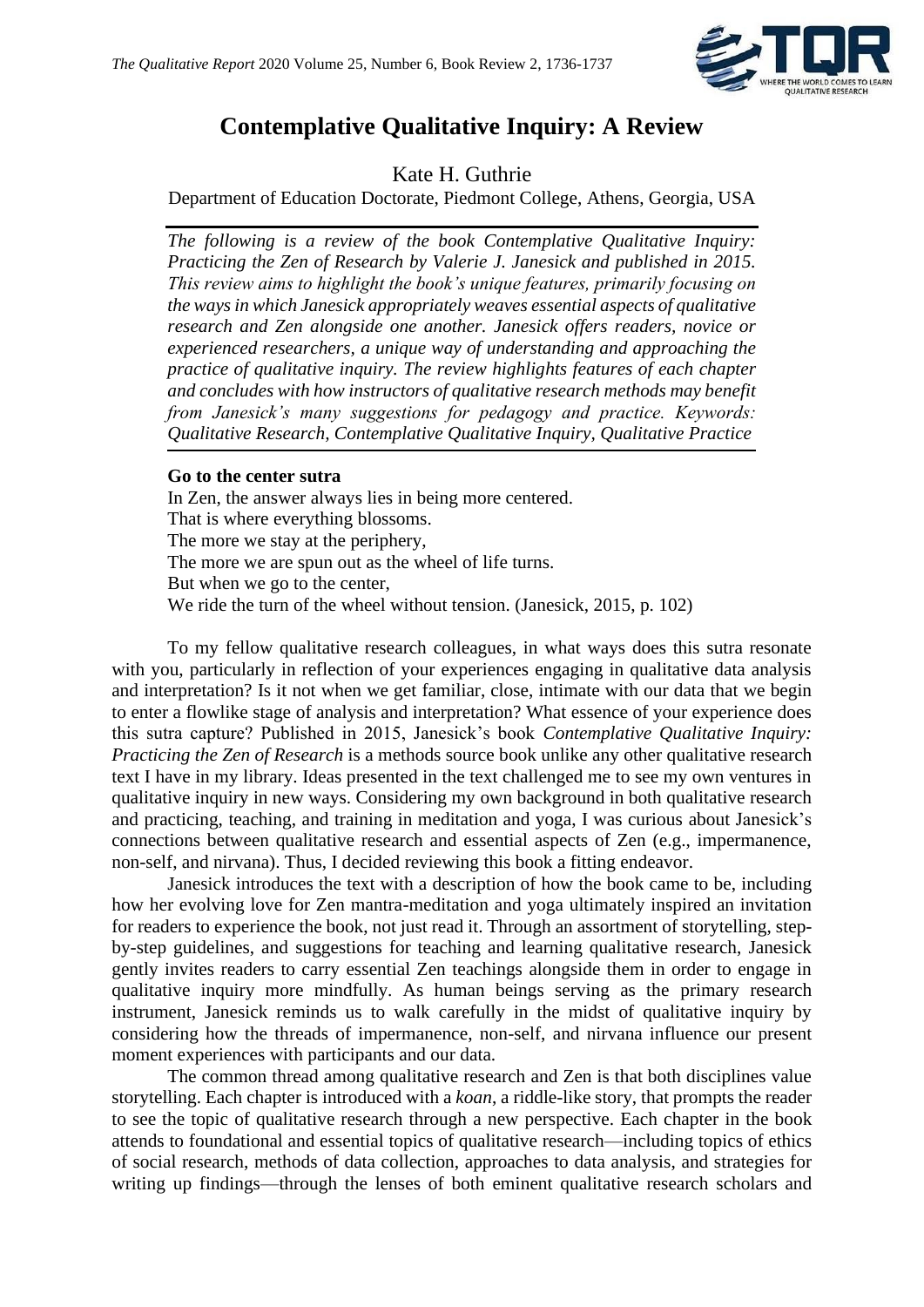# Contemplative Qualitative Inquiry: A Review

Kate H. Guthrie

Department of Education Doctorate, Piedmont College, Athens, Georgia, USA

*The following is a review of the book Contemplative Qualitative Inquiry: Practicing the Zen of Research by Valerie J. Janesick and published in 2015. This review aims to highlight the book's unique features, primarily focusing on the ways in which Janesick appropriately weaves essential aspects of qualitative research and Zen alongside one another. Janesick offers readers, novice or experienced researchers, a unique way of understanding and approaching the practice of qualitative inquiry. The review highlights features of each chapter and concludes with how instructors of qualitative research methods may benefit from Janesick's many suggestions for pedagogy and practice. Keywords: Qualitative Research, Contemplative Qualitative Inquiry, Qualitative Practice*

**Go to the center sutra**

In Zen, the answer always lies in being more centered.
That is where everything blossoms.
The more we stay at the periphery,
The more we are spun out as the wheel of life turns.
But when we go to the center,
We ride the turn of the wheel without tension. (Janesick, 2015, p. 102)

To my fellow qualitative research colleagues, in what ways does this sutra resonate with you, particularly in reflection of your experiences engaging in qualitative data analysis and interpretation? Is it not when we get familiar, close, intimate with our data that we begin to enter a flowlike stage of analysis and interpretation? What essence of your experience does this sutra capture? Published in 2015, Janesick's book *Contemplative Qualitative Inquiry: Practicing the Zen of Research* is a methods source book unlike any other qualitative research text I have in my library. Ideas presented in the text challenged me to see my own ventures in qualitative inquiry in new ways. Considering my own background in both qualitative research and practicing, teaching, and training in meditation and yoga, I was curious about Janesick's connections between qualitative research and essential aspects of Zen (e.g., impermanence, non-self, and nirvana). Thus, I decided reviewing this book a fitting endeavor.

Janesick introduces the text with a description of how the book came to be, including how her evolving love for Zen mantra-meditation and yoga ultimately inspired an invitation for readers to experience the book, not just read it. Through an assortment of storytelling, step-by-step guidelines, and suggestions for teaching and learning qualitative research, Janesick gently invites readers to carry essential Zen teachings alongside them in order to engage in qualitative inquiry more mindfully. As human beings serving as the primary research instrument, Janesick reminds us to walk carefully in the midst of qualitative inquiry by considering how the threads of impermanence, non-self, and nirvana influence our present moment experiences with participants and our data.

The common thread among qualitative research and Zen is that both disciplines value storytelling. Each chapter is introduced with a *koan*, a riddle-like story, that prompts the reader to see the topic of qualitative research through a new perspective. Each chapter in the book attends to foundational and essential topics of qualitative research—including topics of ethics of social research, methods of data collection, approaches to data analysis, and strategies for writing up findings—through the lenses of both eminent qualitative research scholars and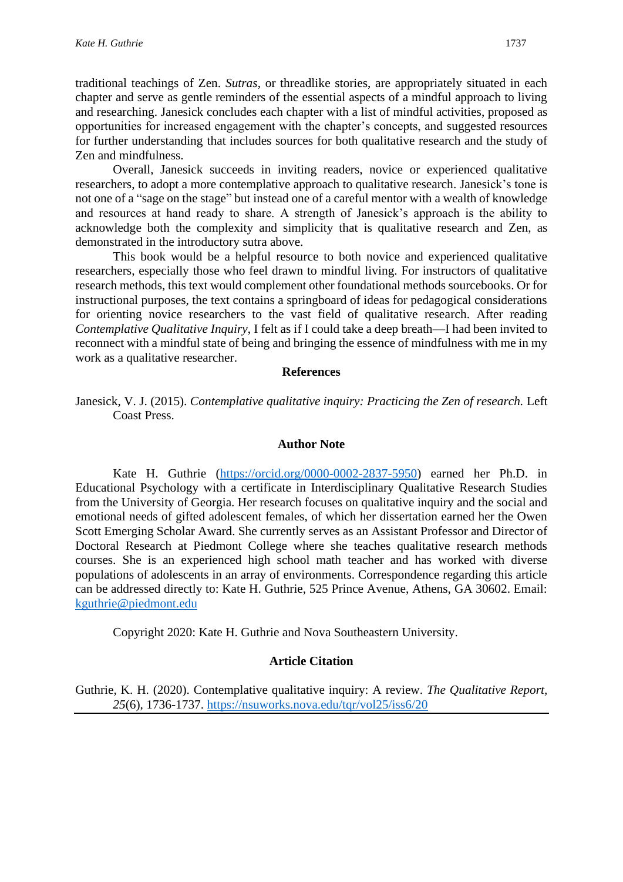traditional teachings of Zen. *Sutras*, or threadlike stories, are appropriately situated in each chapter and serve as gentle reminders of the essential aspects of a mindful approach to living and researching. Janesick concludes each chapter with a list of mindful activities, proposed as opportunities for increased engagement with the chapter's concepts, and suggested resources for further understanding that includes sources for both qualitative research and the study of Zen and mindfulness.

Overall, Janesick succeeds in inviting readers, novice or experienced qualitative researchers, to adopt a more contemplative approach to qualitative research. Janesick's tone is not one of a "sage on the stage" but instead one of a careful mentor with a wealth of knowledge and resources at hand ready to share. A strength of Janesick's approach is the ability to acknowledge both the complexity and simplicity that is qualitative research and Zen, as demonstrated in the introductory sutra above.

This book would be a helpful resource to both novice and experienced qualitative researchers, especially those who feel drawn to mindful living. For instructors of qualitative research methods, this text would complement other foundational methods sourcebooks. Or for instructional purposes, the text contains a springboard of ideas for pedagogical considerations for orienting novice researchers to the vast field of qualitative research. After reading *Contemplative Qualitative Inquiry*, I felt as if I could take a deep breath—I had been invited to reconnect with a mindful state of being and bringing the essence of mindfulness with me in my work as a qualitative researcher.

## References

Janesick, V. J. (2015). *Contemplative qualitative inquiry: Practicing the Zen of research.* Left Coast Press.

## Author Note

Kate H. Guthrie (https://orcid.org/0000-0002-2837-5950) earned her Ph.D. in Educational Psychology with a certificate in Interdisciplinary Qualitative Research Studies from the University of Georgia. Her research focuses on qualitative inquiry and the social and emotional needs of gifted adolescent females, of which her dissertation earned her the Owen Scott Emerging Scholar Award. She currently serves as an Assistant Professor and Director of Doctoral Research at Piedmont College where she teaches qualitative research methods courses. She is an experienced high school math teacher and has worked with diverse populations of adolescents in an array of environments. Correspondence regarding this article can be addressed directly to: Kate H. Guthrie, 525 Prince Avenue, Athens, GA 30602. Email: kguthrie@piedmont.edu

Copyright 2020: Kate H. Guthrie and Nova Southeastern University.

## Article Citation

Guthrie, K. H. (2020). Contemplative qualitative inquiry: A review. *The Qualitative Report*, *25*(6), 1736-1737. https://nsuworks.nova.edu/tqr/vol25/iss6/20